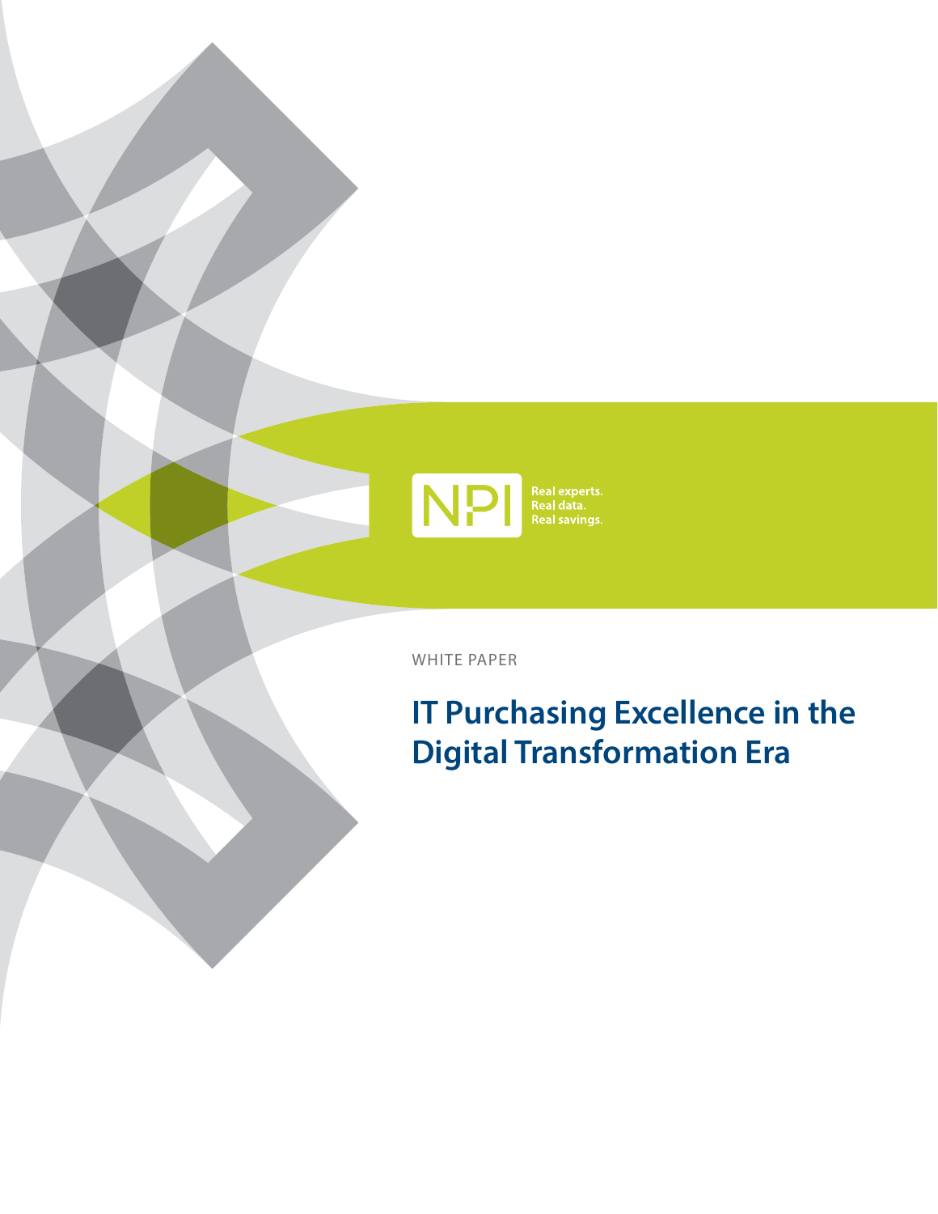NPI

Real experts.
Real data.
Real savings.

WHITE PAPER

# IT Purchasing Excellence in the Digital Transformation Era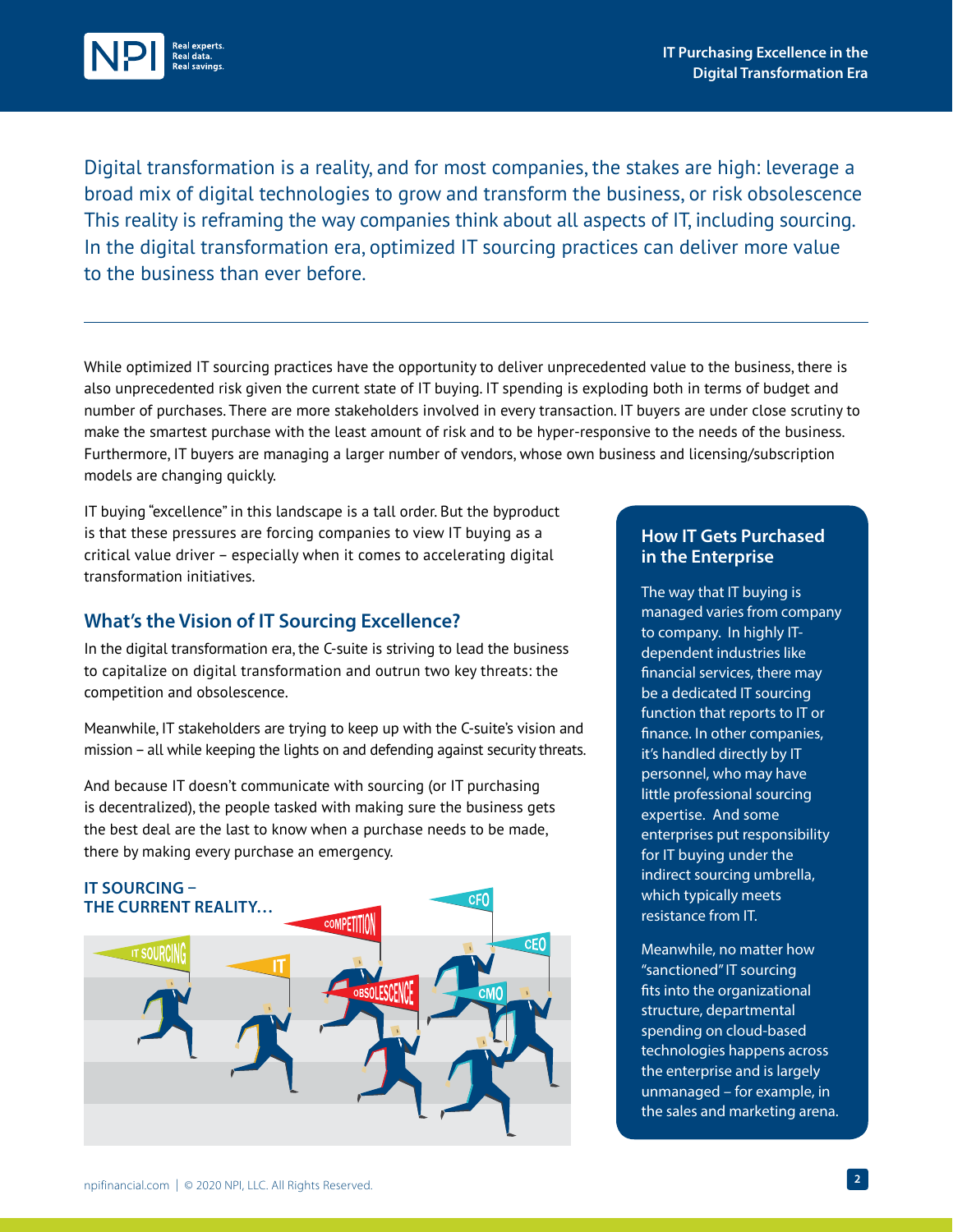Digital transformation is a reality, and for most companies, the stakes are high: leverage a broad mix of digital technologies to grow and transform the business, or risk obsolescence This reality is reframing the way companies think about all aspects of IT, including sourcing. In the digital transformation era, optimized IT sourcing practices can deliver more value to the business than ever before.

---

While optimized IT sourcing practices have the opportunity to deliver unprecedented value to the business, there is also unprecedented risk given the current state of IT buying. IT spending is exploding both in terms of budget and number of purchases. There are more stakeholders involved in every transaction. IT buyers are under close scrutiny to make the smartest purchase with the least amount of risk and to be hyper-responsive to the needs of the business. Furthermore, IT buyers are managing a larger number of vendors, whose own business and licensing/subscription models are changing quickly.

IT buying "excellence" in this landscape is a tall order. But the byproduct is that these pressures are forcing companies to view IT buying as a critical value driver – especially when it comes to accelerating digital transformation initiatives.

## What's the Vision of IT Sourcing Excellence?

In the digital transformation era, the C-suite is striving to lead the business to capitalize on digital transformation and outrun two key threats: the competition and obsolescence.

Meanwhile, IT stakeholders are trying to keep up with the C-suite's vision and mission – all while keeping the lights on and defending against security threats.

And because IT doesn't communicate with sourcing (or IT purchasing is decentralized), the people tasked with making sure the business gets the best deal are the last to know when a purchase needs to be made, there by making every purchase an emergency.

**IT SOURCING – THE CURRENT REALITY…**

### How IT Gets Purchased in the Enterprise

The way that IT buying is managed varies from company to company. In highly IT-dependent industries like financial services, there may be a dedicated IT sourcing function that reports to IT or finance. In other companies, it's handled directly by IT personnel, who may have little professional sourcing expertise. And some enterprises put responsibility for IT buying under the indirect sourcing umbrella, which typically meets resistance from IT.

Meanwhile, no matter how "sanctioned" IT sourcing fits into the organizational structure, departmental spending on cloud-based technologies happens across the enterprise and is largely unmanaged – for example, in the sales and marketing arena.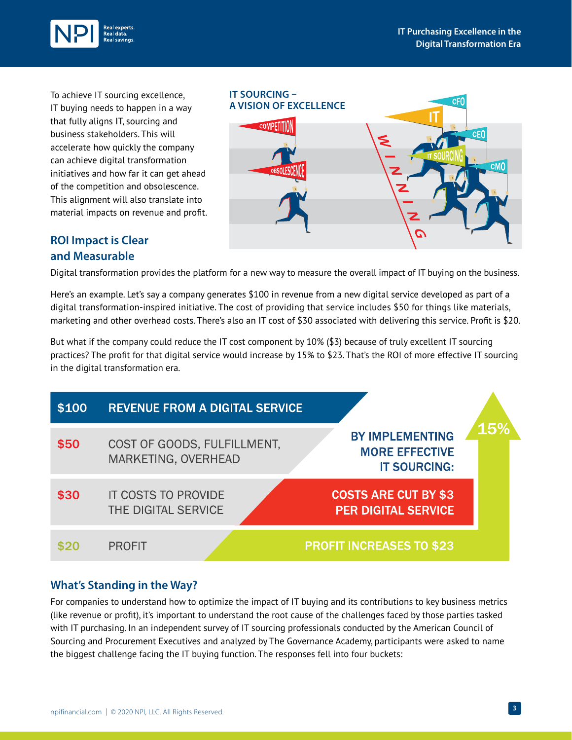To achieve IT sourcing excellence, IT buying needs to happen in a way that fully aligns IT, sourcing and business stakeholders. This will accelerate how quickly the company can achieve digital transformation initiatives and how far it can get ahead of the competition and obsolescence. This alignment will also translate into material impacts on revenue and profit.

**IT SOURCING – A VISION OF EXCELLENCE**

## ROI Impact is Clear and Measurable

Digital transformation provides the platform for a new way to measure the overall impact of IT buying on the business.

Here's an example. Let's say a company generates $100 in revenue from a new digital service developed as part of a digital transformation-inspired initiative. The cost of providing that service includes $50 for things like materials, marketing and other overhead costs. There's also an IT cost of $30 associated with delivering this service. Profit is $20.

But what if the company could reduce the IT cost component by 10% ($3) because of truly excellent IT sourcing practices? The profit for that digital service would increase by 15% to $23. That's the ROI of more effective IT sourcing in the digital transformation era.

| Amount | Item | By implementing more effective IT sourcing: |
| --- | --- | --- |
| $100 | REVENUE FROM A DIGITAL SERVICE | |
| $50 | COST OF GOODS, FULFILLMENT, MARKETING, OVERHEAD | |
| $30 | IT COSTS TO PROVIDE THE DIGITAL SERVICE | COSTS ARE CUT BY $3 PER DIGITAL SERVICE |
| $20 | PROFIT | PROFIT INCREASES TO $23 (15%) |

## What's Standing in the Way?

For companies to understand how to optimize the impact of IT buying and its contributions to key business metrics (like revenue or profit), it's important to understand the root cause of the challenges faced by those parties tasked with IT purchasing. In an independent survey of IT sourcing professionals conducted by the American Council of Sourcing and Procurement Executives and analyzed by The Governance Academy, participants were asked to name the biggest challenge facing the IT buying function. The responses fell into four buckets: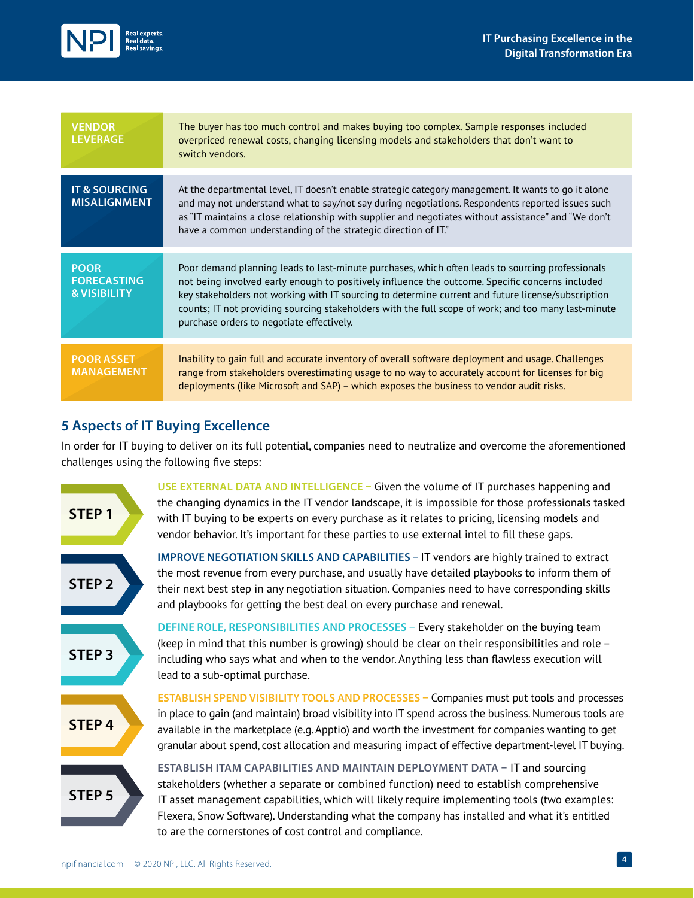| | |
|---|---|
| **VENDOR LEVERAGE** | The buyer has too much control and makes buying too complex. Sample responses included overpriced renewal costs, changing licensing models and stakeholders that don't want to switch vendors. |
| **IT & SOURCING MISALIGNMENT** | At the departmental level, IT doesn't enable strategic category management. It wants to go it alone and may not understand what to say/not say during negotiations. Respondents reported issues such as "IT maintains a close relationship with supplier and negotiates without assistance" and "We don't have a common understanding of the strategic direction of IT." |
| **POOR FORECASTING & VISIBILITY** | Poor demand planning leads to last-minute purchases, which often leads to sourcing professionals not being involved early enough to positively influence the outcome. Specific concerns included key stakeholders not working with IT sourcing to determine current and future license/subscription counts; IT not providing sourcing stakeholders with the full scope of work; and too many last-minute purchase orders to negotiate effectively. |
| **POOR ASSET MANAGEMENT** | Inability to gain full and accurate inventory of overall software deployment and usage. Challenges range from stakeholders overestimating usage to no way to accurately account for licenses for big deployments (like Microsoft and SAP) – which exposes the business to vendor audit risks. |

## 5 Aspects of IT Buying Excellence

In order for IT buying to deliver on its full potential, companies need to neutralize and overcome the aforementioned challenges using the following five steps:

**STEP 1**

**USE EXTERNAL DATA AND INTELLIGENCE –** Given the volume of IT purchases happening and the changing dynamics in the IT vendor landscape, it is impossible for those professionals tasked with IT buying to be experts on every purchase as it relates to pricing, licensing models and vendor behavior. It's important for these parties to use external intel to fill these gaps.

**STEP 2**

**IMPROVE NEGOTIATION SKILLS AND CAPABILITIES –** IT vendors are highly trained to extract the most revenue from every purchase, and usually have detailed playbooks to inform them of their next best step in any negotiation situation. Companies need to have corresponding skills and playbooks for getting the best deal on every purchase and renewal.

**STEP 3**

**DEFINE ROLE, RESPONSIBILITIES AND PROCESSES –** Every stakeholder on the buying team (keep in mind that this number is growing) should be clear on their responsibilities and role – including who says what and when to the vendor. Anything less than flawless execution will lead to a sub-optimal purchase.

**STEP 4**

**ESTABLISH SPEND VISIBILITY TOOLS AND PROCESSES –** Companies must put tools and processes in place to gain (and maintain) broad visibility into IT spend across the business. Numerous tools are available in the marketplace (e.g. Apptio) and worth the investment for companies wanting to get granular about spend, cost allocation and measuring impact of effective department-level IT buying.

**STEP 5**

**ESTABLISH ITAM CAPABILITIES AND MAINTAIN DEPLOYMENT DATA –** IT and sourcing stakeholders (whether a separate or combined function) need to establish comprehensive IT asset management capabilities, which will likely require implementing tools (two examples: Flexera, Snow Software). Understanding what the company has installed and what it's entitled to are the cornerstones of cost control and compliance.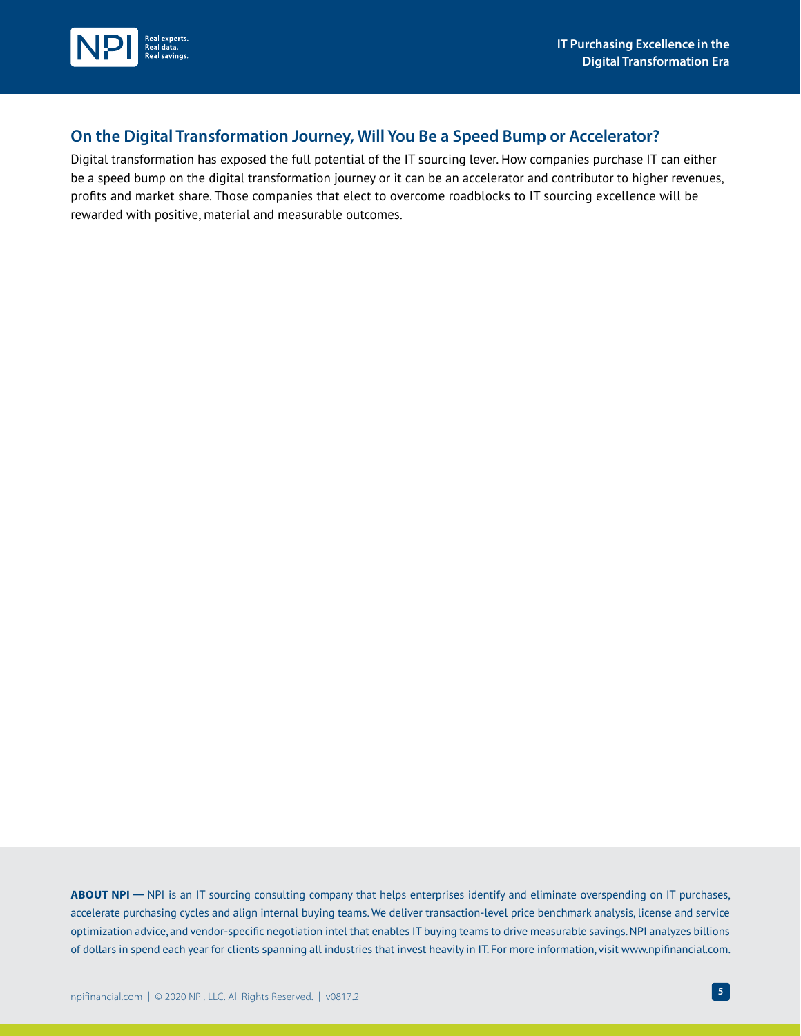## On the Digital Transformation Journey, Will You Be a Speed Bump or Accelerator?

Digital transformation has exposed the full potential of the IT sourcing lever. How companies purchase IT can either be a speed bump on the digital transformation journey or it can be an accelerator and contributor to higher revenues, profits and market share. Those companies that elect to overcome roadblocks to IT sourcing excellence will be rewarded with positive, material and measurable outcomes.

**ABOUT NPI —** NPI is an IT sourcing consulting company that helps enterprises identify and eliminate overspending on IT purchases, accelerate purchasing cycles and align internal buying teams. We deliver transaction-level price benchmark analysis, license and service optimization advice, and vendor-specific negotiation intel that enables IT buying teams to drive measurable savings. NPI analyzes billions of dollars in spend each year for clients spanning all industries that invest heavily in IT. For more information, visit www.npifinancial.com.